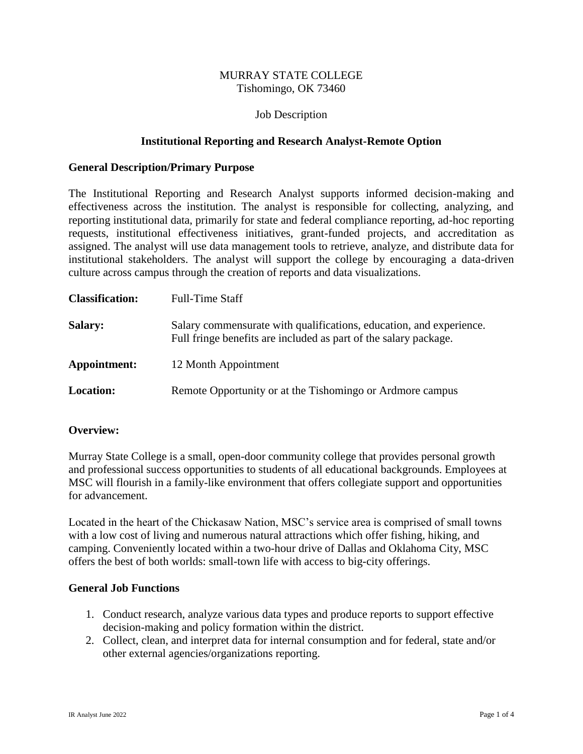MURRAY STATE COLLEGE
Tishomingo, OK 73460

Job Description

**Institutional Reporting and Research Analyst-Remote Option**

## General Description/Primary Purpose

The Institutional Reporting and Research Analyst supports informed decision-making and effectiveness across the institution. The analyst is responsible for collecting, analyzing, and reporting institutional data, primarily for state and federal compliance reporting, ad-hoc reporting requests, institutional effectiveness initiatives, grant-funded projects, and accreditation as assigned. The analyst will use data management tools to retrieve, analyze, and distribute data for institutional stakeholders. The analyst will support the college by encouraging a data-driven culture across campus through the creation of reports and data visualizations.

**Classification:** Full-Time Staff

**Salary:** Salary commensurate with qualifications, education, and experience. Full fringe benefits are included as part of the salary package.

**Appointment:** 12 Month Appointment

**Location:** Remote Opportunity or at the Tishomingo or Ardmore campus

## Overview:

Murray State College is a small, open-door community college that provides personal growth and professional success opportunities to students of all educational backgrounds. Employees at MSC will flourish in a family-like environment that offers collegiate support and opportunities for advancement.

Located in the heart of the Chickasaw Nation, MSC's service area is comprised of small towns with a low cost of living and numerous natural attractions which offer fishing, hiking, and camping. Conveniently located within a two-hour drive of Dallas and Oklahoma City, MSC offers the best of both worlds: small-town life with access to big-city offerings.

## General Job Functions

1. Conduct research, analyze various data types and produce reports to support effective decision-making and policy formation within the district.
2. Collect, clean, and interpret data for internal consumption and for federal, state and/or other external agencies/organizations reporting.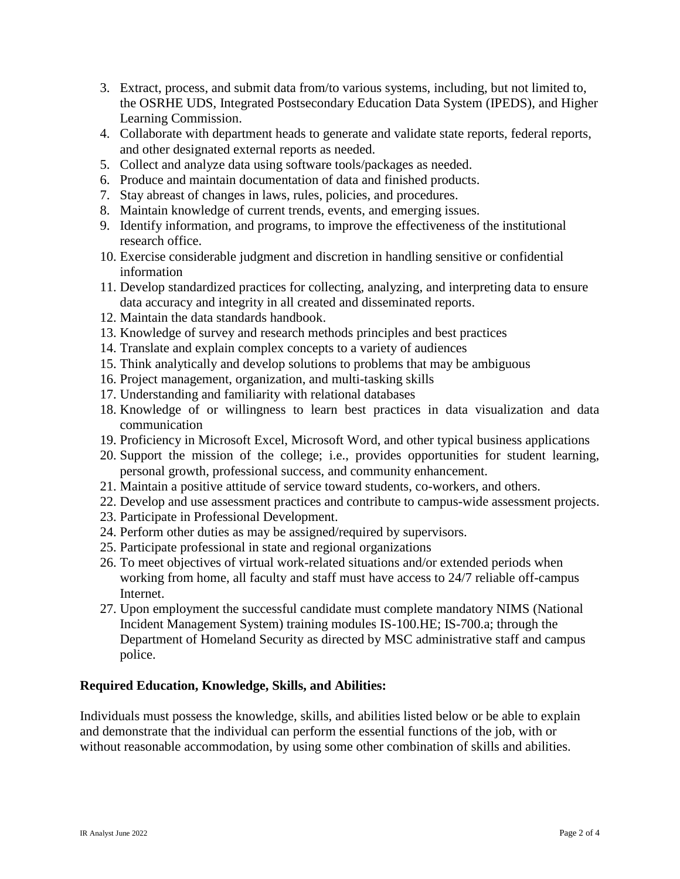3. Extract, process, and submit data from/to various systems, including, but not limited to, the OSRHE UDS, Integrated Postsecondary Education Data System (IPEDS), and Higher Learning Commission.
4. Collaborate with department heads to generate and validate state reports, federal reports, and other designated external reports as needed.
5. Collect and analyze data using software tools/packages as needed.
6. Produce and maintain documentation of data and finished products.
7. Stay abreast of changes in laws, rules, policies, and procedures.
8. Maintain knowledge of current trends, events, and emerging issues.
9. Identify information, and programs, to improve the effectiveness of the institutional research office.
10. Exercise considerable judgment and discretion in handling sensitive or confidential information
11. Develop standardized practices for collecting, analyzing, and interpreting data to ensure data accuracy and integrity in all created and disseminated reports.
12. Maintain the data standards handbook.
13. Knowledge of survey and research methods principles and best practices
14. Translate and explain complex concepts to a variety of audiences
15. Think analytically and develop solutions to problems that may be ambiguous
16. Project management, organization, and multi-tasking skills
17. Understanding and familiarity with relational databases
18. Knowledge of or willingness to learn best practices in data visualization and data communication
19. Proficiency in Microsoft Excel, Microsoft Word, and other typical business applications
20. Support the mission of the college; i.e., provides opportunities for student learning, personal growth, professional success, and community enhancement.
21. Maintain a positive attitude of service toward students, co-workers, and others.
22. Develop and use assessment practices and contribute to campus-wide assessment projects.
23. Participate in Professional Development.
24. Perform other duties as may be assigned/required by supervisors.
25. Participate professional in state and regional organizations
26. To meet objectives of virtual work-related situations and/or extended periods when working from home, all faculty and staff must have access to 24/7 reliable off-campus Internet.
27. Upon employment the successful candidate must complete mandatory NIMS (National Incident Management System) training modules IS-100.HE; IS-700.a; through the Department of Homeland Security as directed by MSC administrative staff and campus police.

**Required Education, Knowledge, Skills, and Abilities:**

Individuals must possess the knowledge, skills, and abilities listed below or be able to explain and demonstrate that the individual can perform the essential functions of the job, with or without reasonable accommodation, by using some other combination of skills and abilities.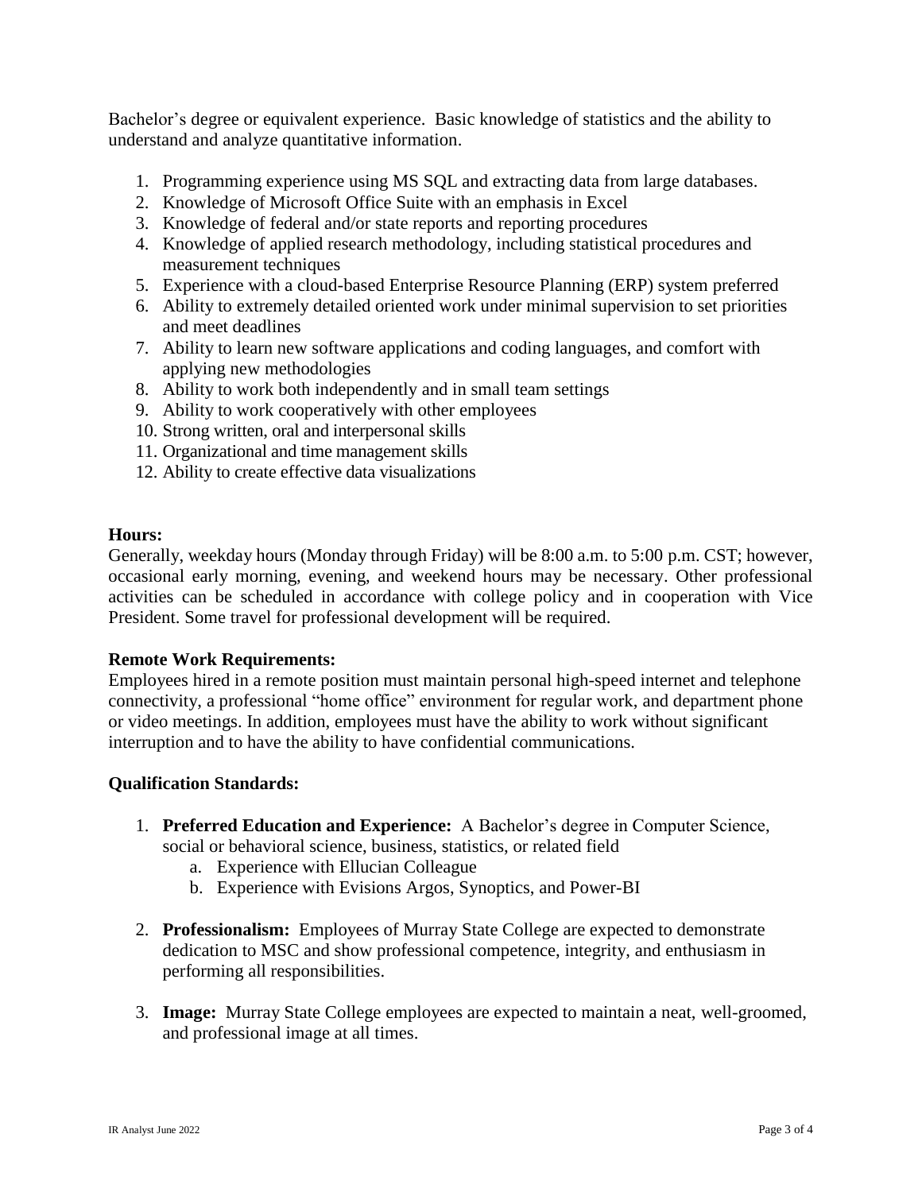Bachelor's degree or equivalent experience. Basic knowledge of statistics and the ability to understand and analyze quantitative information.

1. Programming experience using MS SQL and extracting data from large databases.
2. Knowledge of Microsoft Office Suite with an emphasis in Excel
3. Knowledge of federal and/or state reports and reporting procedures
4. Knowledge of applied research methodology, including statistical procedures and measurement techniques
5. Experience with a cloud-based Enterprise Resource Planning (ERP) system preferred
6. Ability to extremely detailed oriented work under minimal supervision to set priorities and meet deadlines
7. Ability to learn new software applications and coding languages, and comfort with applying new methodologies
8. Ability to work both independently and in small team settings
9. Ability to work cooperatively with other employees
10. Strong written, oral and interpersonal skills
11. Organizational and time management skills
12. Ability to create effective data visualizations

**Hours:**
Generally, weekday hours (Monday through Friday) will be 8:00 a.m. to 5:00 p.m. CST; however, occasional early morning, evening, and weekend hours may be necessary. Other professional activities can be scheduled in accordance with college policy and in cooperation with Vice President. Some travel for professional development will be required.

**Remote Work Requirements:**
Employees hired in a remote position must maintain personal high-speed internet and telephone connectivity, a professional "home office" environment for regular work, and department phone or video meetings. In addition, employees must have the ability to work without significant interruption and to have the ability to have confidential communications.

**Qualification Standards:**

1. **Preferred Education and Experience:** A Bachelor's degree in Computer Science, social or behavioral science, business, statistics, or related field
   a. Experience with Ellucian Colleague
   b. Experience with Evisions Argos, Synoptics, and Power-BI

2. **Professionalism:** Employees of Murray State College are expected to demonstrate dedication to MSC and show professional competence, integrity, and enthusiasm in performing all responsibilities.

3. **Image:** Murray State College employees are expected to maintain a neat, well-groomed, and professional image at all times.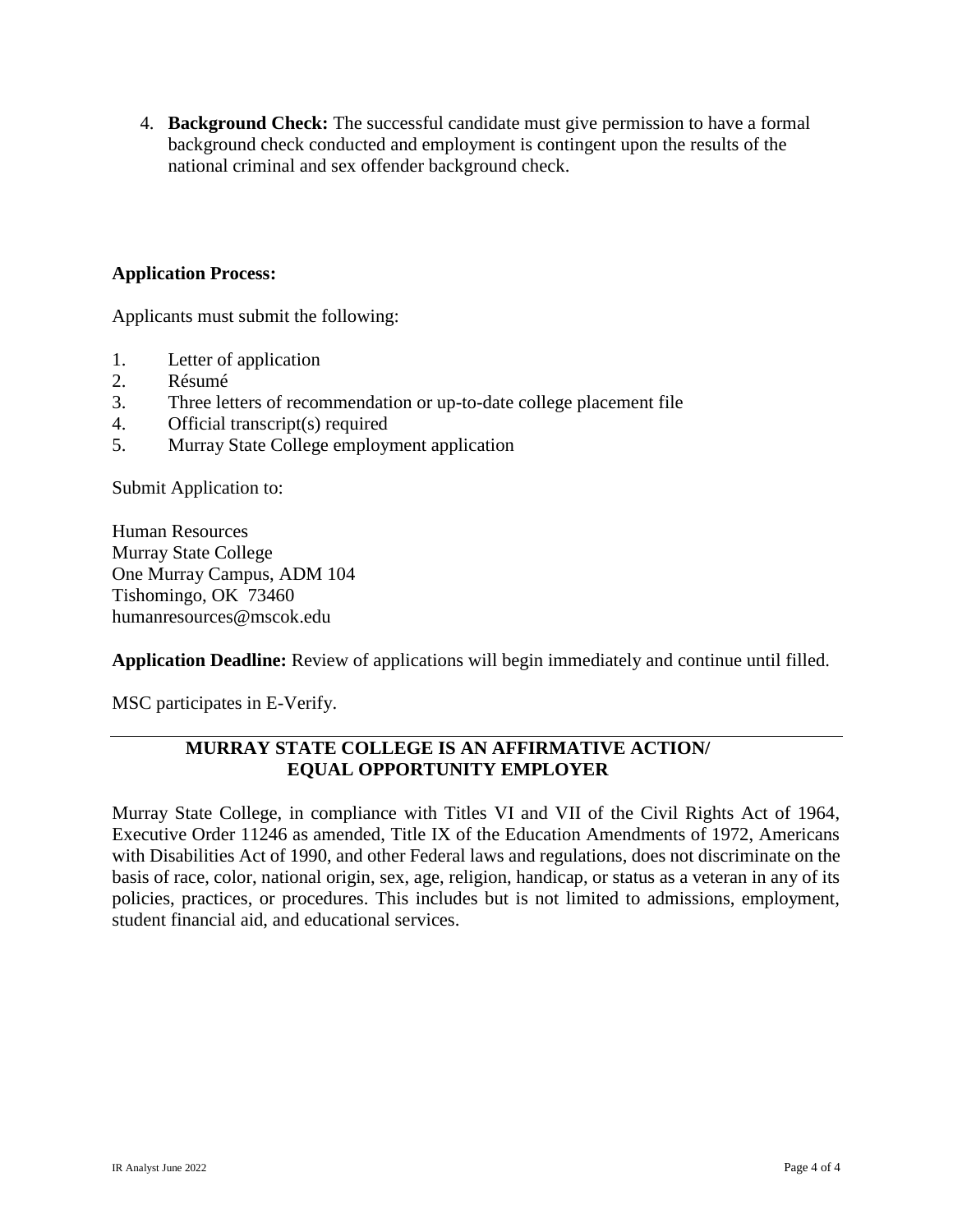4. **Background Check:** The successful candidate must give permission to have a formal background check conducted and employment is contingent upon the results of the national criminal and sex offender background check.

**Application Process:**

Applicants must submit the following:

1. Letter of application
2. Résumé
3. Three letters of recommendation or up-to-date college placement file
4. Official transcript(s) required
5. Murray State College employment application

Submit Application to:

Human Resources
Murray State College
One Murray Campus, ADM 104
Tishomingo, OK 73460
humanresources@mscok.edu

**Application Deadline:** Review of applications will begin immediately and continue until filled.

MSC participates in E-Verify.

---

**MURRAY STATE COLLEGE IS AN AFFIRMATIVE ACTION/ EQUAL OPPORTUNITY EMPLOYER**

Murray State College, in compliance with Titles VI and VII of the Civil Rights Act of 1964, Executive Order 11246 as amended, Title IX of the Education Amendments of 1972, Americans with Disabilities Act of 1990, and other Federal laws and regulations, does not discriminate on the basis of race, color, national origin, sex, age, religion, handicap, or status as a veteran in any of its policies, practices, or procedures. This includes but is not limited to admissions, employment, student financial aid, and educational services.